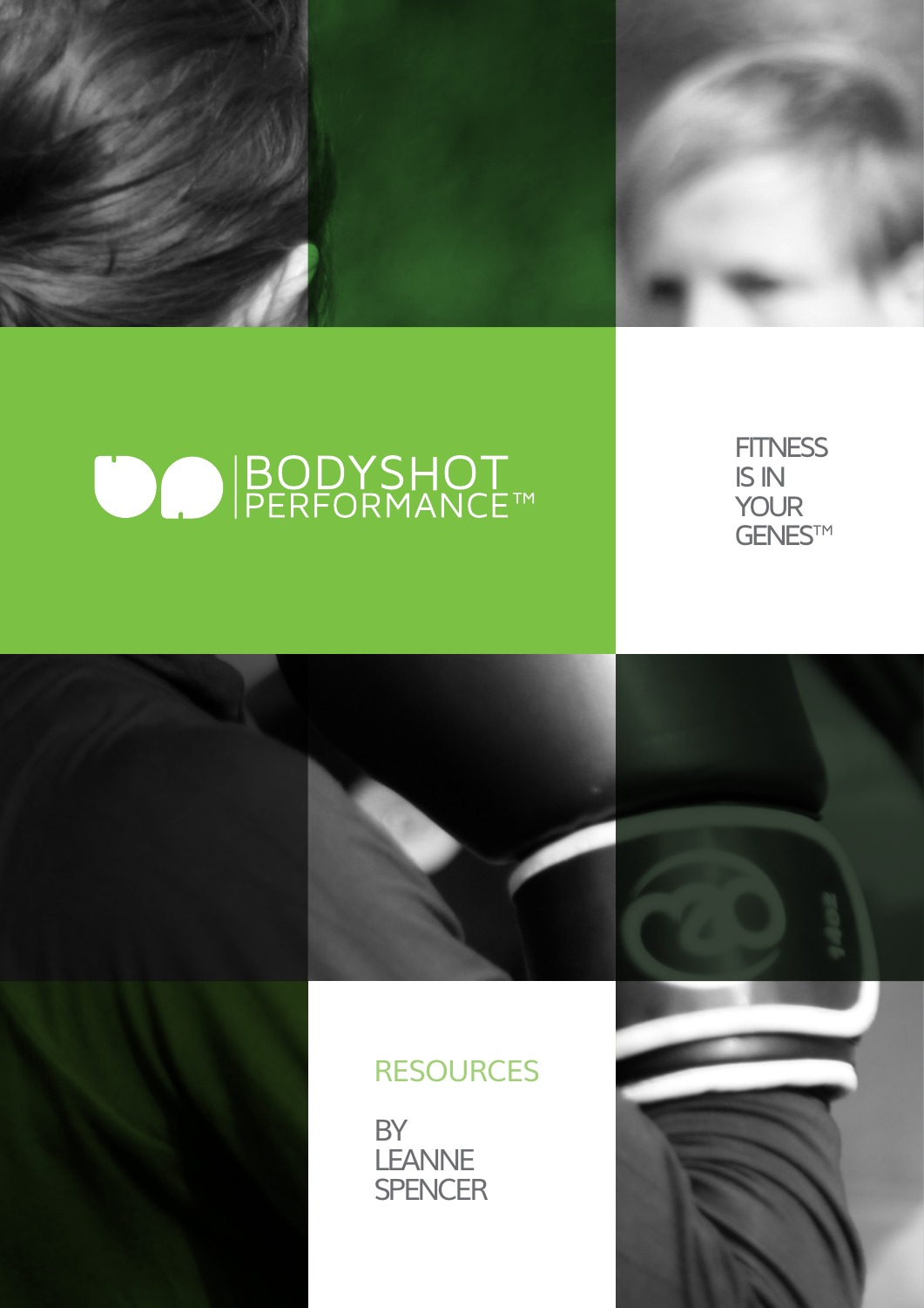# BODYSHOT PERFORMANCE™

FITNESS IS IN YOUR GENES™

## RESOURCES

BY LEANNE SPENCER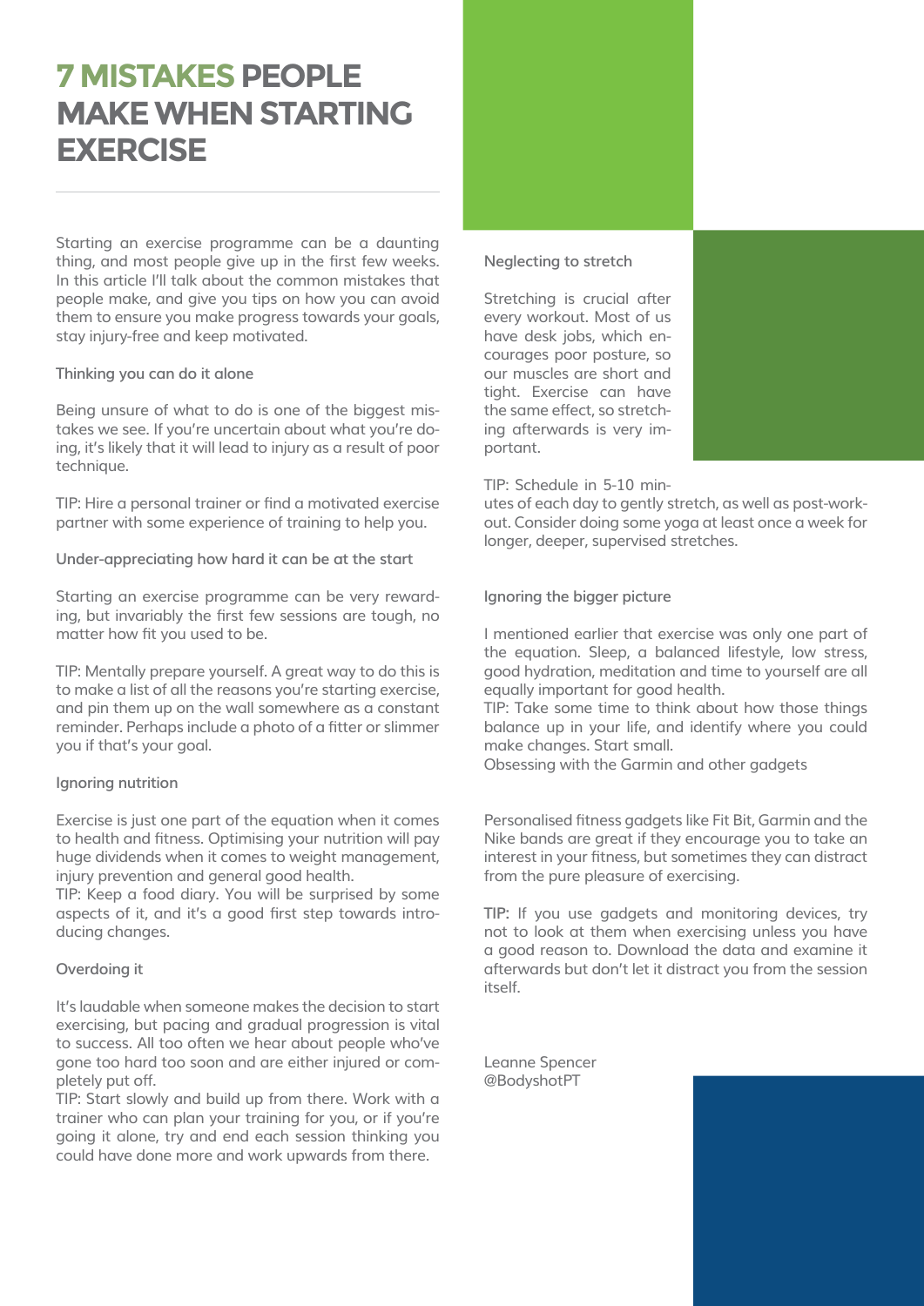# 7 MISTAKES PEOPLE MAKE WHEN STARTING EXERCISE

Starting an exercise programme can be a daunting thing, and most people give up in the first few weeks. In this article I'll talk about the common mistakes that people make, and give you tips on how you can avoid them to ensure you make progress towards your goals, stay injury-free and keep motivated.

### Thinking you can do it alone

Being unsure of what to do is one of the biggest mistakes we see. If you're uncertain about what you're doing, it's likely that it will lead to injury as a result of poor technique.

TIP: Hire a personal trainer or find a motivated exercise partner with some experience of training to help you.

### Under-appreciating how hard it can be at the start

Starting an exercise programme can be very rewarding, but invariably the first few sessions are tough, no matter how fit you used to be.

TIP: Mentally prepare yourself. A great way to do this is to make a list of all the reasons you're starting exercise, and pin them up on the wall somewhere as a constant reminder. Perhaps include a photo of a fitter or slimmer you if that's your goal.

### Ignoring nutrition

Exercise is just one part of the equation when it comes to health and fitness. Optimising your nutrition will pay huge dividends when it comes to weight management, injury prevention and general good health.

TIP: Keep a food diary. You will be surprised by some aspects of it, and it's a good first step towards introducing changes.

### Overdoing it

It's laudable when someone makes the decision to start exercising, but pacing and gradual progression is vital to success. All too often we hear about people who've gone too hard too soon and are either injured or completely put off.

TIP: Start slowly and build up from there. Work with a trainer who can plan your training for you, or if you're going it alone, try and end each session thinking you could have done more and work upwards from there.

### Neglecting to stretch

Stretching is crucial after every workout. Most of us have desk jobs, which encourages poor posture, so our muscles are short and tight. Exercise can have the same effect, so stretching afterwards is very important.

TIP: Schedule in 5-10 minutes of each day to gently stretch, as well as post-workout. Consider doing some yoga at least once a week for longer, deeper, supervised stretches.

### Ignoring the bigger picture

I mentioned earlier that exercise was only one part of the equation. Sleep, a balanced lifestyle, low stress, good hydration, meditation and time to yourself are all equally important for good health.

TIP: Take some time to think about how those things balance up in your life, and identify where you could make changes. Start small.

### Obsessing with the Garmin and other gadgets

Personalised fitness gadgets like Fit Bit, Garmin and the Nike bands are great if they encourage you to take an interest in your fitness, but sometimes they can distract from the pure pleasure of exercising.

**TIP:** If you use gadgets and monitoring devices, try not to look at them when exercising unless you have a good reason to. Download the data and examine it afterwards but don't let it distract you from the session itself.

Leanne Spencer
@BodyshotPT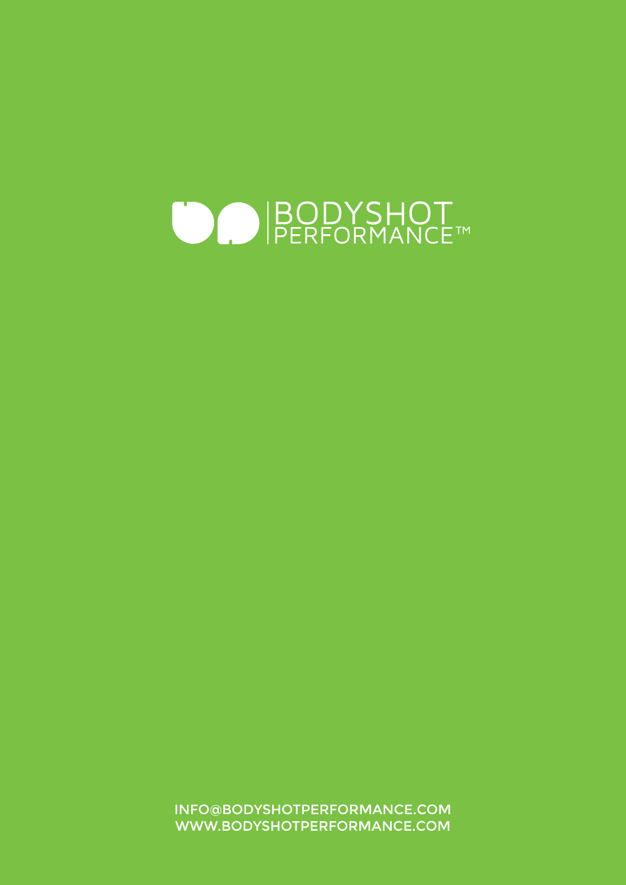BODYSHOT
PERFORMANCE™

INFO@BODYSHOTPERFORMANCE.COM
WWW.BODYSHOTPERFORMANCE.COM